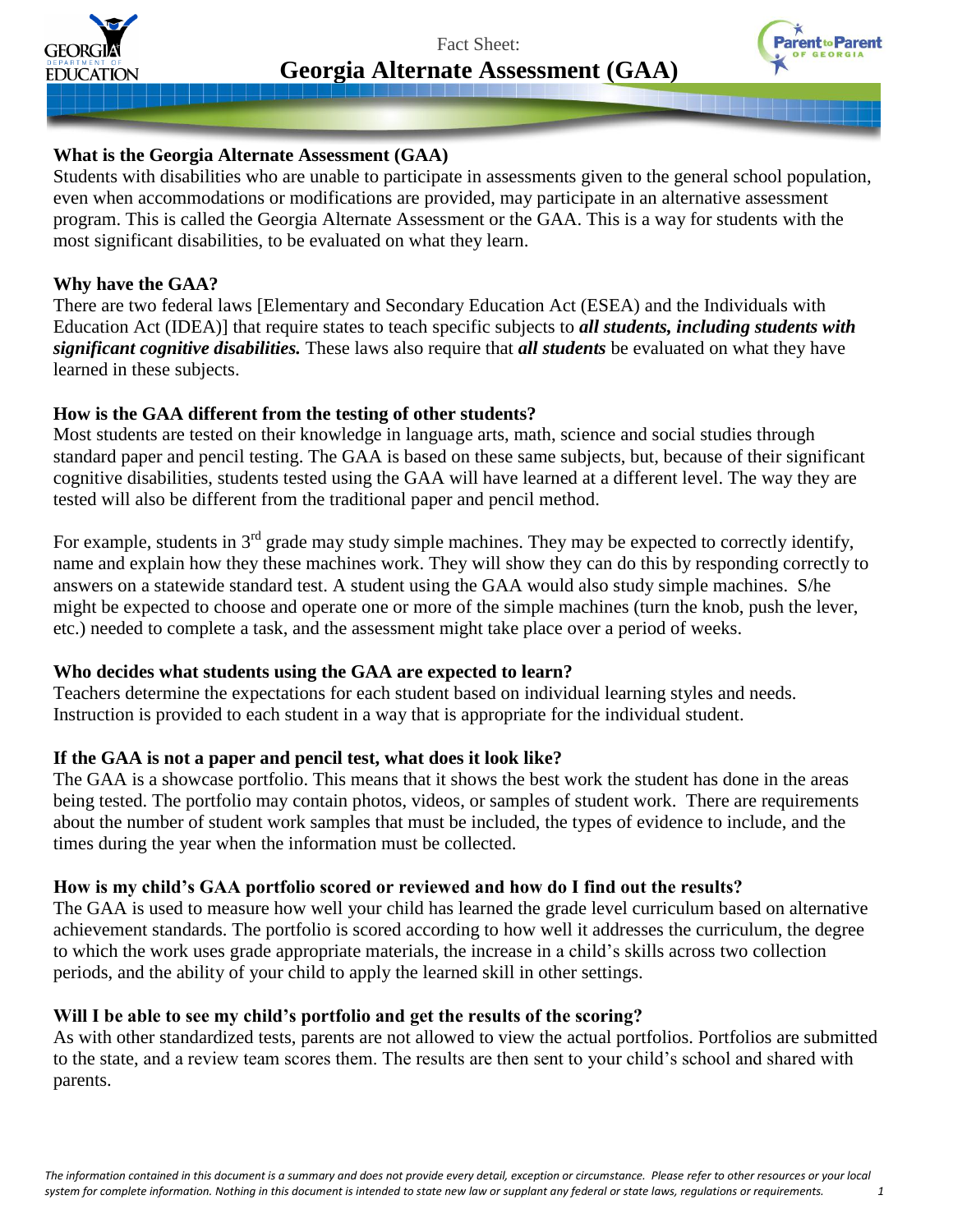Fact Sheet:

# Georgia Alternate Assessment (GAA)

### What is the Georgia Alternate Assessment (GAA)

Students with disabilities who are unable to participate in assessments given to the general school population, even when accommodations or modifications are provided, may participate in an alternative assessment program. This is called the Georgia Alternate Assessment or the GAA. This is a way for students with the most significant disabilities, to be evaluated on what they learn.

### Why have the GAA?

There are two federal laws [Elementary and Secondary Education Act (ESEA) and the Individuals with Education Act (IDEA)] that require states to teach specific subjects to ***all students, including students with significant cognitive disabilities.*** These laws also require that ***all students*** be evaluated on what they have learned in these subjects.

### How is the GAA different from the testing of other students?

Most students are tested on their knowledge in language arts, math, science and social studies through standard paper and pencil testing. The GAA is based on these same subjects, but, because of their significant cognitive disabilities, students tested using the GAA will have learned at a different level. The way they are tested will also be different from the traditional paper and pencil method.

For example, students in 3rd grade may study simple machines. They may be expected to correctly identify, name and explain how they these machines work. They will show they can do this by responding correctly to answers on a statewide standard test. A student using the GAA would also study simple machines. S/he might be expected to choose and operate one or more of the simple machines (turn the knob, push the lever, etc.) needed to complete a task, and the assessment might take place over a period of weeks.

### Who decides what students using the GAA are expected to learn?

Teachers determine the expectations for each student based on individual learning styles and needs. Instruction is provided to each student in a way that is appropriate for the individual student.

### If the GAA is not a paper and pencil test, what does it look like?

The GAA is a showcase portfolio. This means that it shows the best work the student has done in the areas being tested. The portfolio may contain photos, videos, or samples of student work. There are requirements about the number of student work samples that must be included, the types of evidence to include, and the times during the year when the information must be collected.

### How is my child's GAA portfolio scored or reviewed and how do I find out the results?

The GAA is used to measure how well your child has learned the grade level curriculum based on alternative achievement standards. The portfolio is scored according to how well it addresses the curriculum, the degree to which the work uses grade appropriate materials, the increase in a child's skills across two collection periods, and the ability of your child to apply the learned skill in other settings.

### Will I be able to see my child's portfolio and get the results of the scoring?

As with other standardized tests, parents are not allowed to view the actual portfolios. Portfolios are submitted to the state, and a review team scores them. The results are then sent to your child's school and shared with parents.

*The information contained in this document is a summary and does not provide every detail, exception or circumstance. Please refer to other resources or your local system for complete information. Nothing in this document is intended to state new law or supplant any federal or state laws, regulations or requirements.*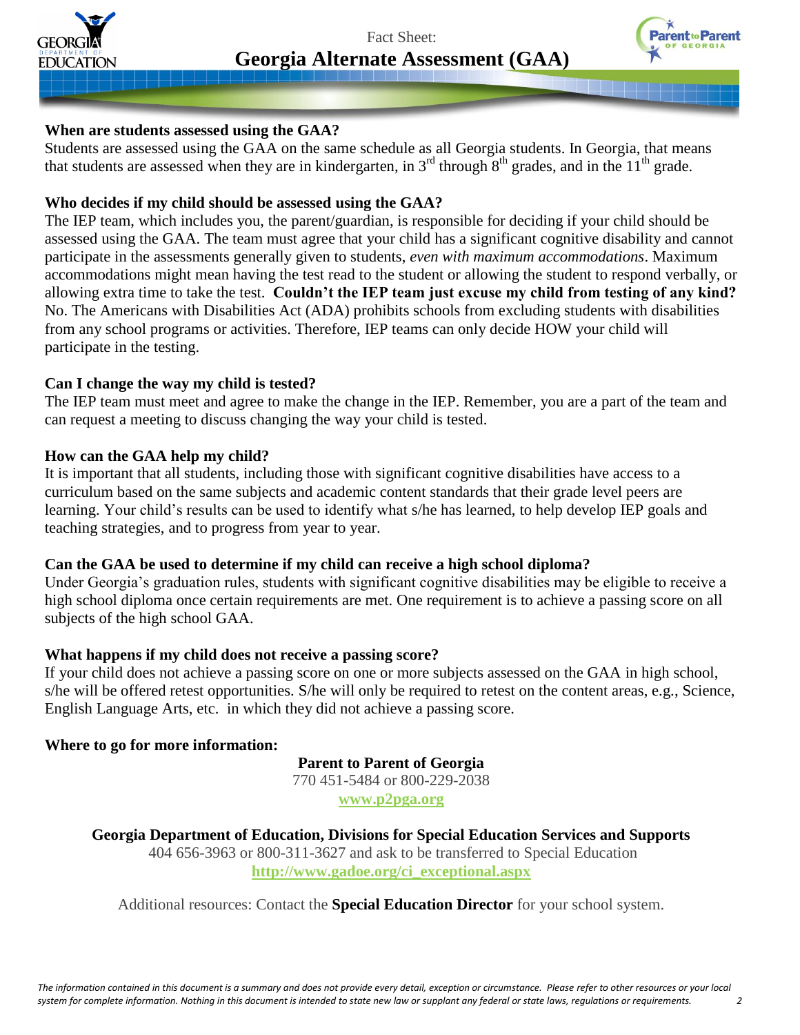Fact Sheet:

# Georgia Alternate Assessment (GAA)

**When are students assessed using the GAA?**

Students are assessed using the GAA on the same schedule as all Georgia students. In Georgia, that means that students are assessed when they are in kindergarten, in 3rd through 8th grades, and in the 11th grade.

**Who decides if my child should be assessed using the GAA?**

The IEP team, which includes you, the parent/guardian, is responsible for deciding if your child should be assessed using the GAA. The team must agree that your child has a significant cognitive disability and cannot participate in the assessments generally given to students, *even with maximum accommodations*. Maximum accommodations might mean having the test read to the student or allowing the student to respond verbally, or allowing extra time to take the test. **Couldn't the IEP team just excuse my child from testing of any kind?** No. The Americans with Disabilities Act (ADA) prohibits schools from excluding students with disabilities from any school programs or activities. Therefore, IEP teams can only decide HOW your child will participate in the testing.

**Can I change the way my child is tested?**

The IEP team must meet and agree to make the change in the IEP. Remember, you are a part of the team and can request a meeting to discuss changing the way your child is tested.

**How can the GAA help my child?**

It is important that all students, including those with significant cognitive disabilities have access to a curriculum based on the same subjects and academic content standards that their grade level peers are learning. Your child's results can be used to identify what s/he has learned, to help develop IEP goals and teaching strategies, and to progress from year to year.

**Can the GAA be used to determine if my child can receive a high school diploma?**

Under Georgia's graduation rules, students with significant cognitive disabilities may be eligible to receive a high school diploma once certain requirements are met. One requirement is to achieve a passing score on all subjects of the high school GAA.

**What happens if my child does not receive a passing score?**

If your child does not achieve a passing score on one or more subjects assessed on the GAA in high school, s/he will be offered retest opportunities. S/he will only be required to retest on the content areas, e.g., Science, English Language Arts, etc. in which they did not achieve a passing score.

**Where to go for more information:**

**Parent to Parent of Georgia**
770 451-5484 or 800-229-2038
**www.p2pga.org**

**Georgia Department of Education, Divisions for Special Education Services and Supports**
404 656-3963 or 800-311-3627 and ask to be transferred to Special Education
**http://www.gadoe.org/ci_exceptional.aspx**

Additional resources: Contact the **Special Education Director** for your school system.

*The information contained in this document is a summary and does not provide every detail, exception or circumstance. Please refer to other resources or your local system for complete information. Nothing in this document is intended to state new law or supplant any federal or state laws, regulations or requirements.*